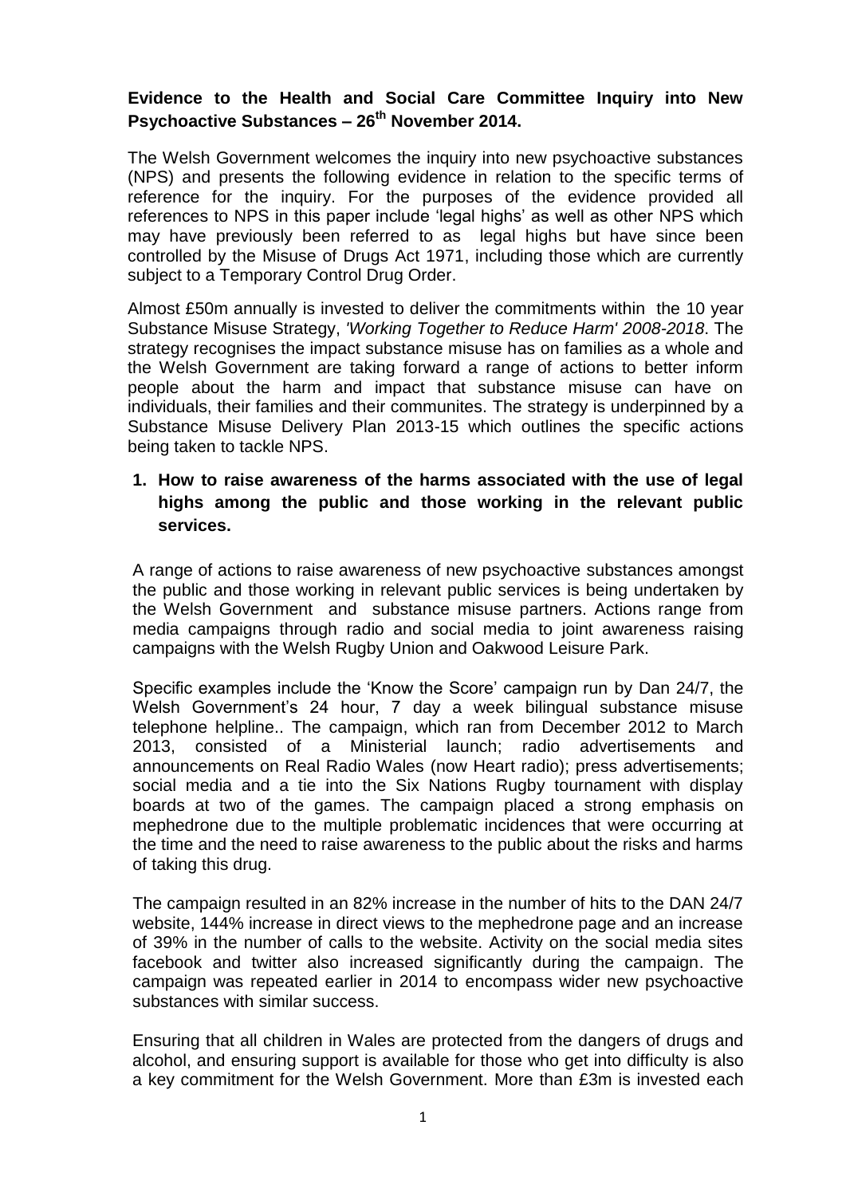**Evidence to the Health and Social Care Committee Inquiry into New Psychoactive Substances – 26th November 2014.**

The Welsh Government welcomes the inquiry into new psychoactive substances (NPS) and presents the following evidence in relation to the specific terms of reference for the inquiry. For the purposes of the evidence provided all references to NPS in this paper include 'legal highs' as well as other NPS which may have previously been referred to as legal highs but have since been controlled by the Misuse of Drugs Act 1971, including those which are currently subject to a Temporary Control Drug Order.

Almost £50m annually is invested to deliver the commitments within the 10 year Substance Misuse Strategy, *'Working Together to Reduce Harm' 2008-2018*. The strategy recognises the impact substance misuse has on families as a whole and the Welsh Government are taking forward a range of actions to better inform people about the harm and impact that substance misuse can have on individuals, their families and their communites. The strategy is underpinned by a Substance Misuse Delivery Plan 2013-15 which outlines the specific actions being taken to tackle NPS.

1. **How to raise awareness of the harms associated with the use of legal highs among the public and those working in the relevant public services.**

A range of actions to raise awareness of new psychoactive substances amongst the public and those working in relevant public services is being undertaken by the Welsh Government and substance misuse partners. Actions range from media campaigns through radio and social media to joint awareness raising campaigns with the Welsh Rugby Union and Oakwood Leisure Park.

Specific examples include the 'Know the Score' campaign run by Dan 24/7, the Welsh Government's 24 hour, 7 day a week bilingual substance misuse telephone helpline.. The campaign, which ran from December 2012 to March 2013, consisted of a Ministerial launch; radio advertisements and announcements on Real Radio Wales (now Heart radio); press advertisements; social media and a tie into the Six Nations Rugby tournament with display boards at two of the games. The campaign placed a strong emphasis on mephedrone due to the multiple problematic incidences that were occurring at the time and the need to raise awareness to the public about the risks and harms of taking this drug.

The campaign resulted in an 82% increase in the number of hits to the DAN 24/7 website, 144% increase in direct views to the mephedrone page and an increase of 39% in the number of calls to the website. Activity on the social media sites facebook and twitter also increased significantly during the campaign. The campaign was repeated earlier in 2014 to encompass wider new psychoactive substances with similar success.

Ensuring that all children in Wales are protected from the dangers of drugs and alcohol, and ensuring support is available for those who get into difficulty is also a key commitment for the Welsh Government. More than £3m is invested each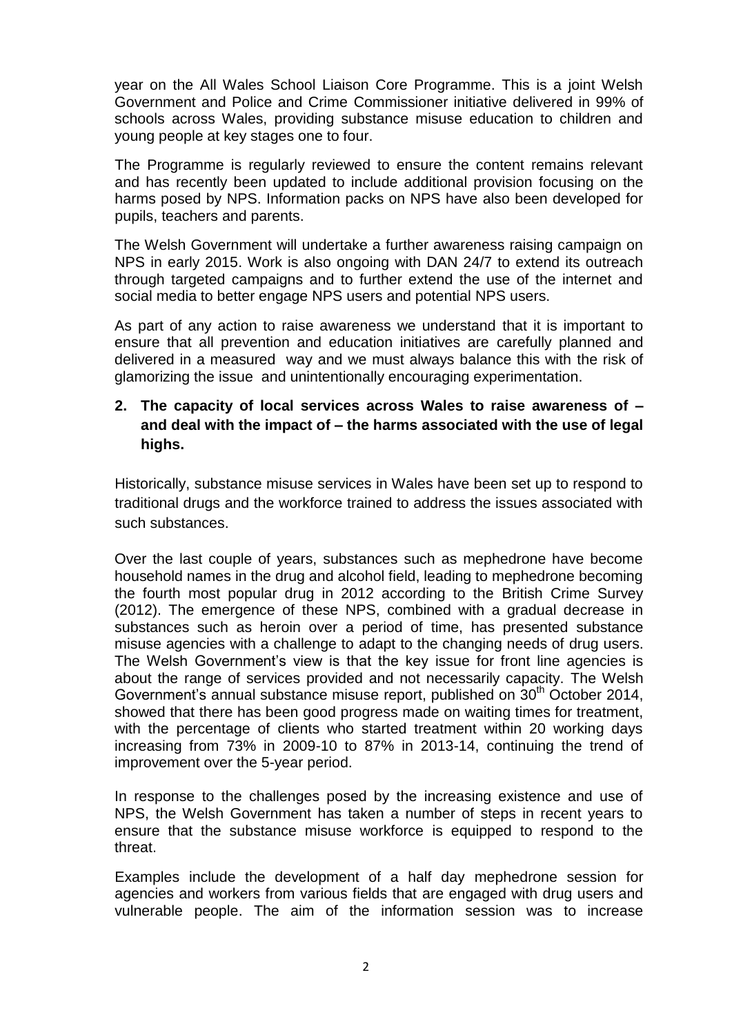year on the All Wales School Liaison Core Programme. This is a joint Welsh Government and Police and Crime Commissioner initiative delivered in 99% of schools across Wales, providing substance misuse education to children and young people at key stages one to four.

The Programme is regularly reviewed to ensure the content remains relevant and has recently been updated to include additional provision focusing on the harms posed by NPS. Information packs on NPS have also been developed for pupils, teachers and parents.

The Welsh Government will undertake a further awareness raising campaign on NPS in early 2015. Work is also ongoing with DAN 24/7 to extend its outreach through targeted campaigns and to further extend the use of the internet and social media to better engage NPS users and potential NPS users.

As part of any action to raise awareness we understand that it is important to ensure that all prevention and education initiatives are carefully planned and delivered in a measured way and we must always balance this with the risk of glamorizing the issue and unintentionally encouraging experimentation.

**2. The capacity of local services across Wales to raise awareness of – and deal with the impact of – the harms associated with the use of legal highs.**

Historically, substance misuse services in Wales have been set up to respond to traditional drugs and the workforce trained to address the issues associated with such substances.

Over the last couple of years, substances such as mephedrone have become household names in the drug and alcohol field, leading to mephedrone becoming the fourth most popular drug in 2012 according to the British Crime Survey (2012). The emergence of these NPS, combined with a gradual decrease in substances such as heroin over a period of time, has presented substance misuse agencies with a challenge to adapt to the changing needs of drug users. The Welsh Government's view is that the key issue for front line agencies is about the range of services provided and not necessarily capacity. The Welsh Government's annual substance misuse report, published on 30th October 2014, showed that there has been good progress made on waiting times for treatment, with the percentage of clients who started treatment within 20 working days increasing from 73% in 2009-10 to 87% in 2013-14, continuing the trend of improvement over the 5-year period.

In response to the challenges posed by the increasing existence and use of NPS, the Welsh Government has taken a number of steps in recent years to ensure that the substance misuse workforce is equipped to respond to the threat.

Examples include the development of a half day mephedrone session for agencies and workers from various fields that are engaged with drug users and vulnerable people. The aim of the information session was to increase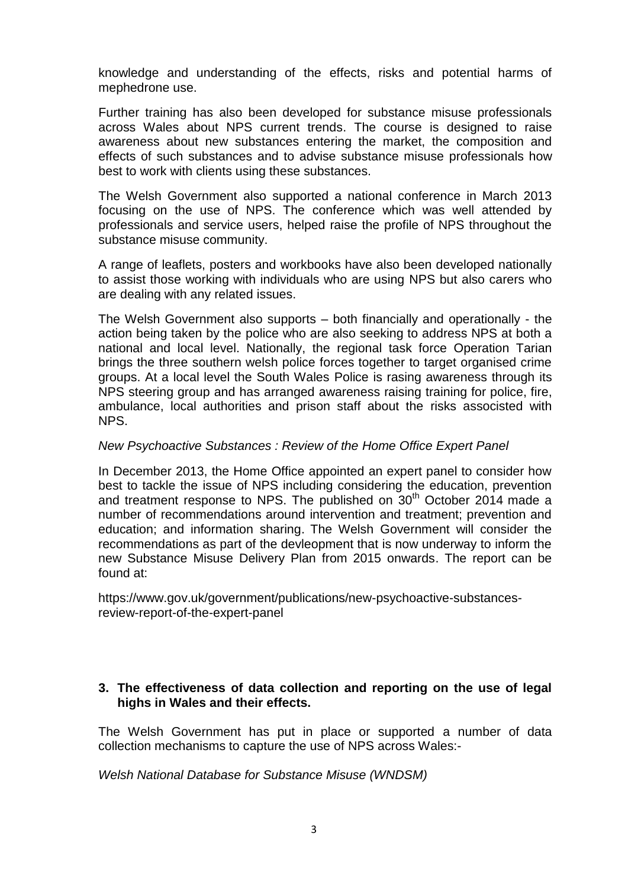knowledge and understanding of the effects, risks and potential harms of mephedrone use.

Further training has also been developed for substance misuse professionals across Wales about NPS current trends. The course is designed to raise awareness about new substances entering the market, the composition and effects of such substances and to advise substance misuse professionals how best to work with clients using these substances.

The Welsh Government also supported a national conference in March 2013 focusing on the use of NPS. The conference which was well attended by professionals and service users, helped raise the profile of NPS throughout the substance misuse community.

A range of leaflets, posters and workbooks have also been developed nationally to assist those working with individuals who are using NPS but also carers who are dealing with any related issues.

The Welsh Government also supports – both financially and operationally - the action being taken by the police who are also seeking to address NPS at both a national and local level. Nationally, the regional task force Operation Tarian brings the three southern welsh police forces together to target organised crime groups. At a local level the South Wales Police is rasing awareness through its NPS steering group and has arranged awareness raising training for police, fire, ambulance, local authorities and prison staff about the risks associsted with NPS.

*New Psychoactive Substances : Review of the Home Office Expert Panel*

In December 2013, the Home Office appointed an expert panel to consider how best to tackle the issue of NPS including considering the education, prevention and treatment response to NPS. The published on 30th October 2014 made a number of recommendations around intervention and treatment; prevention and education; and information sharing. The Welsh Government will consider the recommendations as part of the devleopment that is now underway to inform the new Substance Misuse Delivery Plan from 2015 onwards. The report can be found at:

https://www.gov.uk/government/publications/new-psychoactive-substances-review-report-of-the-expert-panel

**3. The effectiveness of data collection and reporting on the use of legal highs in Wales and their effects.**

The Welsh Government has put in place or supported a number of data collection mechanisms to capture the use of NPS across Wales:-

*Welsh National Database for Substance Misuse (WNDSM)*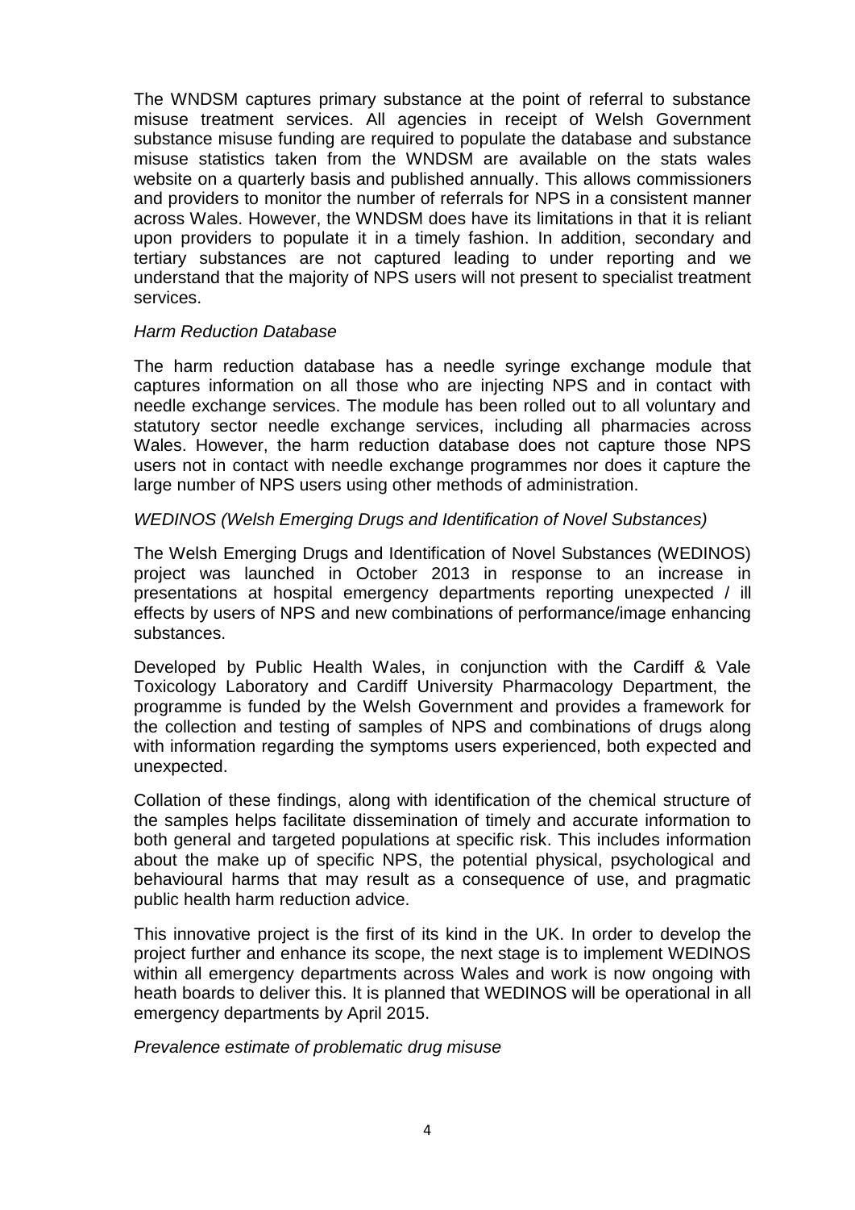The WNDSM captures primary substance at the point of referral to substance misuse treatment services. All agencies in receipt of Welsh Government substance misuse funding are required to populate the database and substance misuse statistics taken from the WNDSM are available on the stats wales website on a quarterly basis and published annually. This allows commissioners and providers to monitor the number of referrals for NPS in a consistent manner across Wales. However, the WNDSM does have its limitations in that it is reliant upon providers to populate it in a timely fashion. In addition, secondary and tertiary substances are not captured leading to under reporting and we understand that the majority of NPS users will not present to specialist treatment services.

*Harm Reduction Database*

The harm reduction database has a needle syringe exchange module that captures information on all those who are injecting NPS and in contact with needle exchange services. The module has been rolled out to all voluntary and statutory sector needle exchange services, including all pharmacies across Wales. However, the harm reduction database does not capture those NPS users not in contact with needle exchange programmes nor does it capture the large number of NPS users using other methods of administration.

*WEDINOS (Welsh Emerging Drugs and Identification of Novel Substances)*

The Welsh Emerging Drugs and Identification of Novel Substances (WEDINOS) project was launched in October 2013 in response to an increase in presentations at hospital emergency departments reporting unexpected / ill effects by users of NPS and new combinations of performance/image enhancing substances.

Developed by Public Health Wales, in conjunction with the Cardiff & Vale Toxicology Laboratory and Cardiff University Pharmacology Department, the programme is funded by the Welsh Government and provides a framework for the collection and testing of samples of NPS and combinations of drugs along with information regarding the symptoms users experienced, both expected and unexpected.

Collation of these findings, along with identification of the chemical structure of the samples helps facilitate dissemination of timely and accurate information to both general and targeted populations at specific risk. This includes information about the make up of specific NPS, the potential physical, psychological and behavioural harms that may result as a consequence of use, and pragmatic public health harm reduction advice.

This innovative project is the first of its kind in the UK. In order to develop the project further and enhance its scope, the next stage is to implement WEDINOS within all emergency departments across Wales and work is now ongoing with heath boards to deliver this. It is planned that WEDINOS will be operational in all emergency departments by April 2015.

*Prevalence estimate of problematic drug misuse*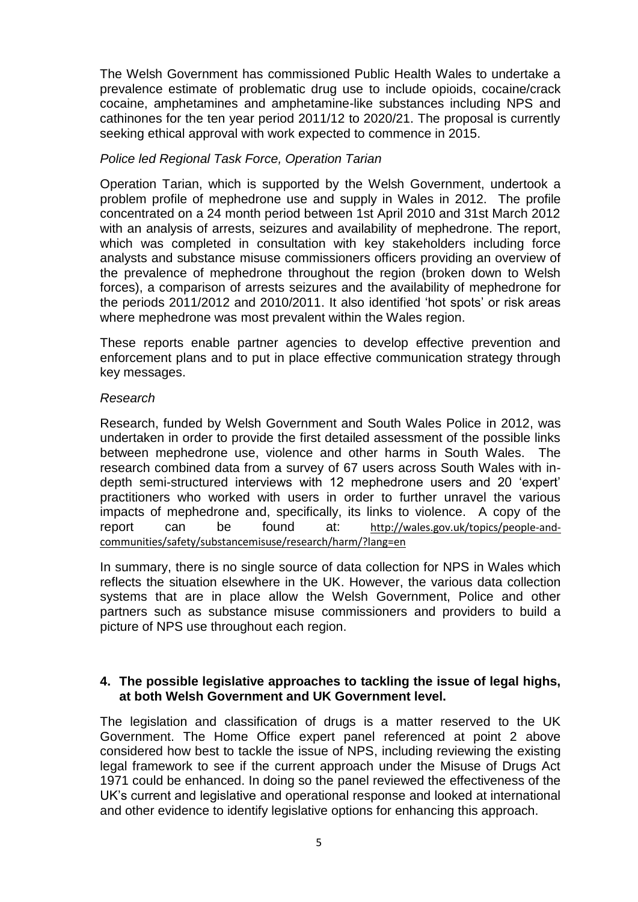The Welsh Government has commissioned Public Health Wales to undertake a prevalence estimate of problematic drug use to include opioids, cocaine/crack cocaine, amphetamines and amphetamine-like substances including NPS and cathinones for the ten year period 2011/12 to 2020/21. The proposal is currently seeking ethical approval with work expected to commence in 2015.

*Police led Regional Task Force, Operation Tarian*

Operation Tarian, which is supported by the Welsh Government, undertook a problem profile of mephedrone use and supply in Wales in 2012. The profile concentrated on a 24 month period between 1st April 2010 and 31st March 2012 with an analysis of arrests, seizures and availability of mephedrone. The report, which was completed in consultation with key stakeholders including force analysts and substance misuse commissioners officers providing an overview of the prevalence of mephedrone throughout the region (broken down to Welsh forces), a comparison of arrests seizures and the availability of mephedrone for the periods 2011/2012 and 2010/2011. It also identified 'hot spots' or risk areas where mephedrone was most prevalent within the Wales region.

These reports enable partner agencies to develop effective prevention and enforcement plans and to put in place effective communication strategy through key messages.

*Research*

Research, funded by Welsh Government and South Wales Police in 2012, was undertaken in order to provide the first detailed assessment of the possible links between mephedrone use, violence and other harms in South Wales. The research combined data from a survey of 67 users across South Wales with in-depth semi-structured interviews with 12 mephedrone users and 20 'expert' practitioners who worked with users in order to further unravel the various impacts of mephedrone and, specifically, its links to violence. A copy of the report can be found at: http://wales.gov.uk/topics/people-and-communities/safety/substancemisuse/research/harm/?lang=en

In summary, there is no single source of data collection for NPS in Wales which reflects the situation elsewhere in the UK. However, the various data collection systems that are in place allow the Welsh Government, Police and other partners such as substance misuse commissioners and providers to build a picture of NPS use throughout each region.

**4. The possible legislative approaches to tackling the issue of legal highs, at both Welsh Government and UK Government level.**

The legislation and classification of drugs is a matter reserved to the UK Government. The Home Office expert panel referenced at point 2 above considered how best to tackle the issue of NPS, including reviewing the existing legal framework to see if the current approach under the Misuse of Drugs Act 1971 could be enhanced. In doing so the panel reviewed the effectiveness of the UK's current and legislative and operational response and looked at international and other evidence to identify legislative options for enhancing this approach.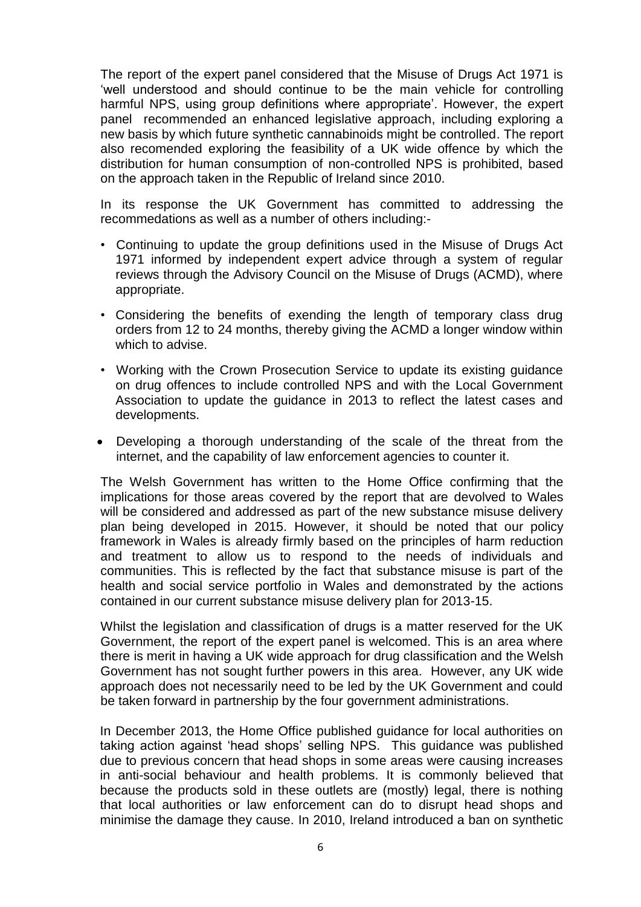The report of the expert panel considered that the Misuse of Drugs Act 1971 is 'well understood and should continue to be the main vehicle for controlling harmful NPS, using group definitions where appropriate'. However, the expert panel recommended an enhanced legislative approach, including exploring a new basis by which future synthetic cannabinoids might be controlled. The report also recomended exploring the feasibility of a UK wide offence by which the distribution for human consumption of non-controlled NPS is prohibited, based on the approach taken in the Republic of Ireland since 2010.

In its response the UK Government has committed to addressing the recommedations as well as a number of others including:-

- Continuing to update the group definitions used in the Misuse of Drugs Act 1971 informed by independent expert advice through a system of regular reviews through the Advisory Council on the Misuse of Drugs (ACMD), where appropriate.
- Considering the benefits of exending the length of temporary class drug orders from 12 to 24 months, thereby giving the ACMD a longer window within which to advise.
- Working with the Crown Prosecution Service to update its existing guidance on drug offences to include controlled NPS and with the Local Government Association to update the guidance in 2013 to reflect the latest cases and developments.
- Developing a thorough understanding of the scale of the threat from the internet, and the capability of law enforcement agencies to counter it.

The Welsh Government has written to the Home Office confirming that the implications for those areas covered by the report that are devolved to Wales will be considered and addressed as part of the new substance misuse delivery plan being developed in 2015. However, it should be noted that our policy framework in Wales is already firmly based on the principles of harm reduction and treatment to allow us to respond to the needs of individuals and communities. This is reflected by the fact that substance misuse is part of the health and social service portfolio in Wales and demonstrated by the actions contained in our current substance misuse delivery plan for 2013-15.

Whilst the legislation and classification of drugs is a matter reserved for the UK Government, the report of the expert panel is welcomed. This is an area where there is merit in having a UK wide approach for drug classification and the Welsh Government has not sought further powers in this area. However, any UK wide approach does not necessarily need to be led by the UK Government and could be taken forward in partnership by the four government administrations.

In December 2013, the Home Office published guidance for local authorities on taking action against 'head shops' selling NPS. This guidance was published due to previous concern that head shops in some areas were causing increases in anti-social behaviour and health problems. It is commonly believed that because the products sold in these outlets are (mostly) legal, there is nothing that local authorities or law enforcement can do to disrupt head shops and minimise the damage they cause. In 2010, Ireland introduced a ban on synthetic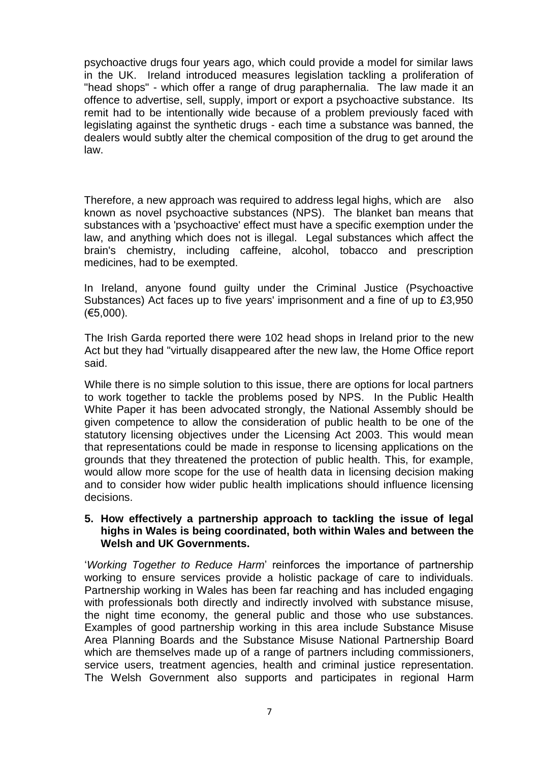psychoactive drugs four years ago, which could provide a model for similar laws in the UK. Ireland introduced measures legislation tackling a proliferation of "head shops" - which offer a range of drug paraphernalia. The law made it an offence to advertise, sell, supply, import or export a psychoactive substance. Its remit had to be intentionally wide because of a problem previously faced with legislating against the synthetic drugs - each time a substance was banned, the dealers would subtly alter the chemical composition of the drug to get around the law.

Therefore, a new approach was required to address legal highs, which are also known as novel psychoactive substances (NPS). The blanket ban means that substances with a 'psychoactive' effect must have a specific exemption under the law, and anything which does not is illegal. Legal substances which affect the brain's chemistry, including caffeine, alcohol, tobacco and prescription medicines, had to be exempted.

In Ireland, anyone found guilty under the Criminal Justice (Psychoactive Substances) Act faces up to five years' imprisonment and a fine of up to £3,950 (€5,000).

The Irish Garda reported there were 102 head shops in Ireland prior to the new Act but they had "virtually disappeared after the new law, the Home Office report said.

While there is no simple solution to this issue, there are options for local partners to work together to tackle the problems posed by NPS. In the Public Health White Paper it has been advocated strongly, the National Assembly should be given competence to allow the consideration of public health to be one of the statutory licensing objectives under the Licensing Act 2003. This would mean that representations could be made in response to licensing applications on the grounds that they threatened the protection of public health. This, for example, would allow more scope for the use of health data in licensing decision making and to consider how wider public health implications should influence licensing decisions.

**5. How effectively a partnership approach to tackling the issue of legal highs in Wales is being coordinated, both within Wales and between the Welsh and UK Governments.**

'*Working Together to Reduce Harm*' reinforces the importance of partnership working to ensure services provide a holistic package of care to individuals. Partnership working in Wales has been far reaching and has included engaging with professionals both directly and indirectly involved with substance misuse, the night time economy, the general public and those who use substances. Examples of good partnership working in this area include Substance Misuse Area Planning Boards and the Substance Misuse National Partnership Board which are themselves made up of a range of partners including commissioners, service users, treatment agencies, health and criminal justice representation. The Welsh Government also supports and participates in regional Harm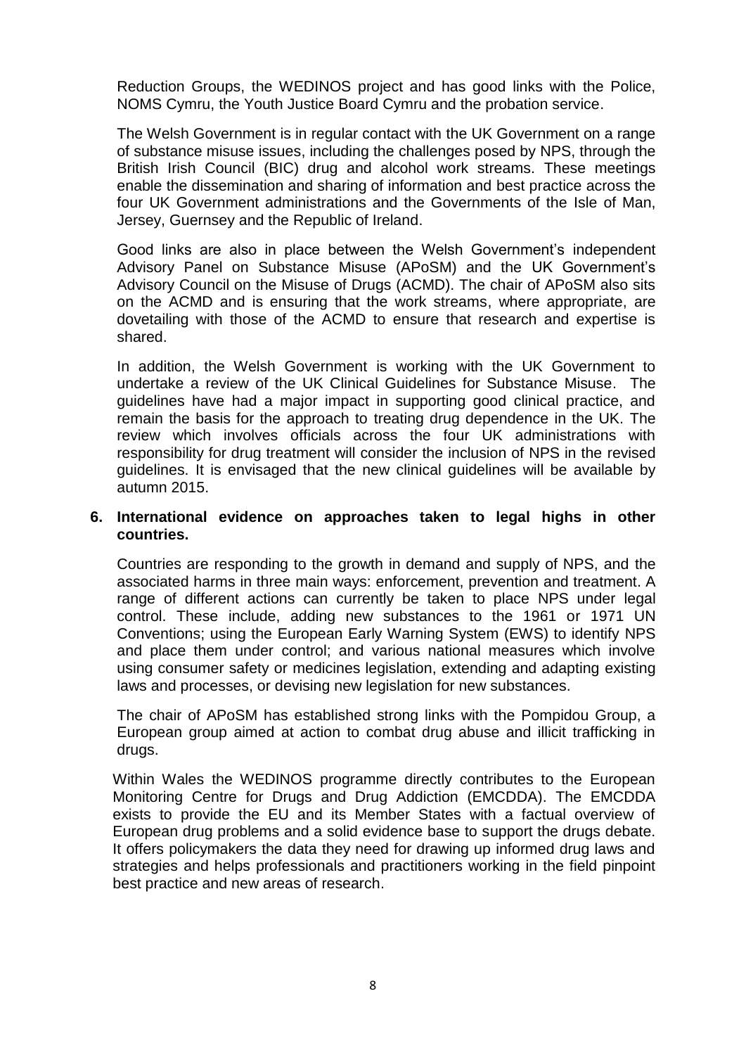Reduction Groups, the WEDINOS project and has good links with the Police, NOMS Cymru, the Youth Justice Board Cymru and the probation service.

The Welsh Government is in regular contact with the UK Government on a range of substance misuse issues, including the challenges posed by NPS, through the British Irish Council (BIC) drug and alcohol work streams. These meetings enable the dissemination and sharing of information and best practice across the four UK Government administrations and the Governments of the Isle of Man, Jersey, Guernsey and the Republic of Ireland.

Good links are also in place between the Welsh Government's independent Advisory Panel on Substance Misuse (APoSM) and the UK Government's Advisory Council on the Misuse of Drugs (ACMD). The chair of APoSM also sits on the ACMD and is ensuring that the work streams, where appropriate, are dovetailing with those of the ACMD to ensure that research and expertise is shared.

In addition, the Welsh Government is working with the UK Government to undertake a review of the UK Clinical Guidelines for Substance Misuse. The guidelines have had a major impact in supporting good clinical practice, and remain the basis for the approach to treating drug dependence in the UK. The review which involves officials across the four UK administrations with responsibility for drug treatment will consider the inclusion of NPS in the revised guidelines. It is envisaged that the new clinical guidelines will be available by autumn 2015.

**6. International evidence on approaches taken to legal highs in other countries.**

Countries are responding to the growth in demand and supply of NPS, and the associated harms in three main ways: enforcement, prevention and treatment. A range of different actions can currently be taken to place NPS under legal control. These include, adding new substances to the 1961 or 1971 UN Conventions; using the European Early Warning System (EWS) to identify NPS and place them under control; and various national measures which involve using consumer safety or medicines legislation, extending and adapting existing laws and processes, or devising new legislation for new substances.

The chair of APoSM has established strong links with the Pompidou Group, a European group aimed at action to combat drug abuse and illicit trafficking in drugs.

Within Wales the WEDINOS programme directly contributes to the European Monitoring Centre for Drugs and Drug Addiction (EMCDDA). The EMCDDA exists to provide the EU and its Member States with a factual overview of European drug problems and a solid evidence base to support the drugs debate. It offers policymakers the data they need for drawing up informed drug laws and strategies and helps professionals and practitioners working in the field pinpoint best practice and new areas of research.